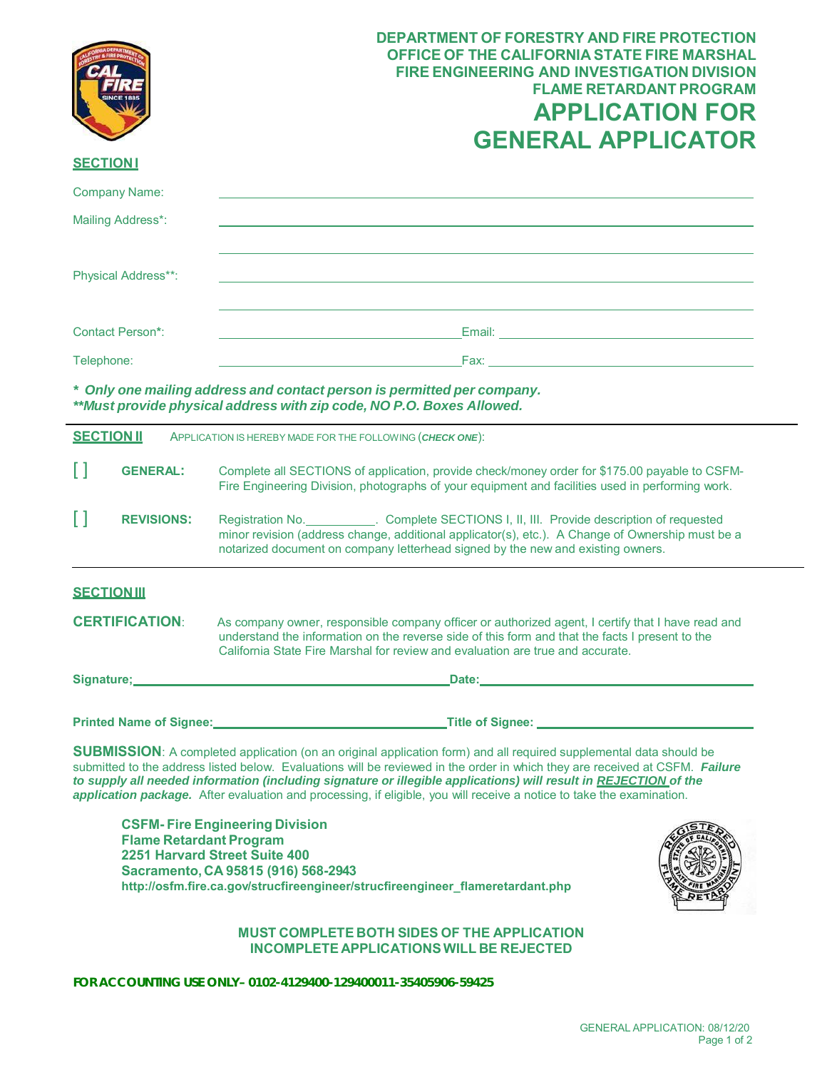DEPARTMENT OF FORESTRY AND FIRE PROTECTION
OFFICE OF THE CALIFORNIA STATE FIRE MARSHAL
FIRE ENGINEERING AND INVESTIGATION DIVISION
FLAME RETARDANT PROGRAM

# APPLICATION FOR GENERAL APPLICATOR

## SECTION I

Company Name: ______________________________

Mailing Address*: ______________________________

______________________________

Physical Address**: ______________________________

______________________________

Contact Person*: ______________________________ Email: ______________________________

Telephone: ______________________________ Fax: ______________________________

***  Only one mailing address and contact person is permitted per company.***
*****Must provide physical address with zip code, NO P.O. Boxes Allowed.***

## SECTION II

APPLICATION IS HEREBY MADE FOR THE FOLLOWING (***CHECK ONE***):

[ ] **GENERAL:** Complete all SECTIONS of application, provide check/money order for $175.00 payable to CSFM-Fire Engineering Division, photographs of your equipment and facilities used in performing work.

[ ] **REVISIONS:** Registration No.__________. Complete SECTIONS I, II, III. Provide description of requested minor revision (address change, additional applicator(s), etc.). A Change of Ownership must be a notarized document on company letterhead signed by the new and existing owners.

## SECTION III

**CERTIFICATION**: As company owner, responsible company officer or authorized agent, I certify that I have read and understand the information on the reverse side of this form and that the facts I present to the California State Fire Marshal for review and evaluation are true and accurate.

**Signature;** ______________________________ **Date:** ______________________________

**Printed Name of Signee:** ______________________________ **Title of Signee:** ______________________________

**SUBMISSION**: A completed application (on an original application form) and all required supplemental data should be submitted to the address listed below. Evaluations will be reviewed in the order in which they are received at CSFM. ***Failure to supply all needed information (including signature or illegible applications) will result in REJECTION of the application package.*** After evaluation and processing, if eligible, you will receive a notice to take the examination.

**CSFM- Fire Engineering Division**
**Flame Retardant Program**
**2251 Harvard Street Suite 400**
**Sacramento, CA 95815 (916) 568-2943**
**http://osfm.fire.ca.gov/strucfireengineer/strucfireengineer_flameretardant.php**

**MUST COMPLETE BOTH SIDES OF THE APPLICATION**
**INCOMPLETE APPLICATIONS WILL BE REJECTED**

**FOR ACCOUNTING USE ONLY– 0102-4129400-129400011-35405906-59425**

GENERAL APPLICATION: 08/12/20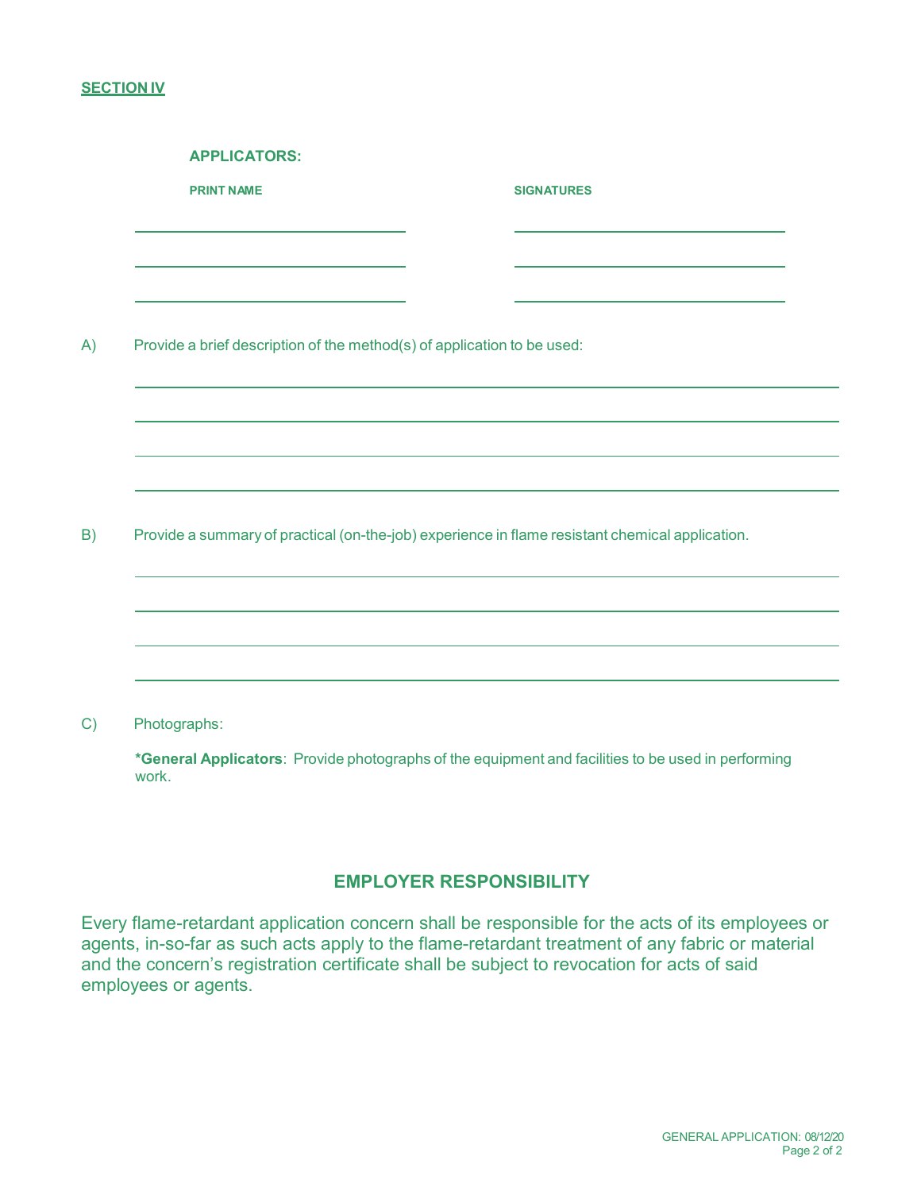**SECTION IV**

**APPLICATORS:**

| PRINT NAME | SIGNATURES |
| --- | --- |
| | |
| | |
| | |

A) Provide a brief description of the method(s) of application to be used:

B) Provide a summary of practical (on-the-job) experience in flame resistant chemical application.

C) Photographs:

**\*General Applicators**: Provide photographs of the equipment and facilities to be used in performing work.

## EMPLOYER RESPONSIBILITY

Every flame-retardant application concern shall be responsible for the acts of its employees or agents, in-so-far as such acts apply to the flame-retardant treatment of any fabric or material and the concern's registration certificate shall be subject to revocation for acts of said employees or agents.

GENERAL APPLICATION: 08/12/20